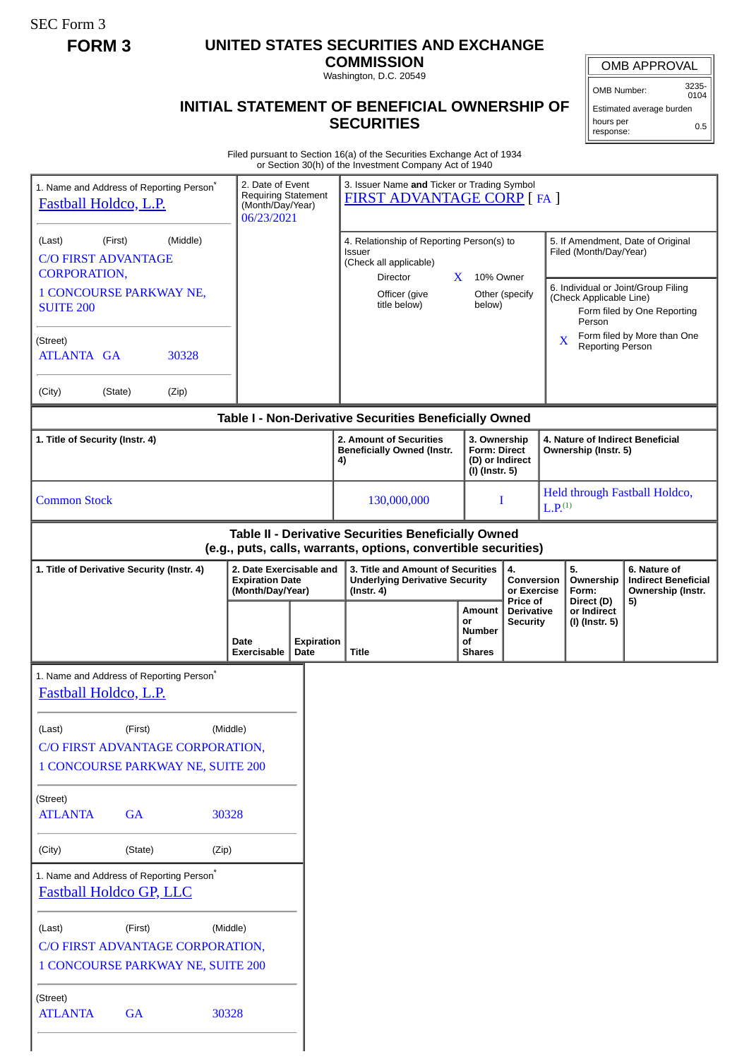SEC Form 3

**FORM 3**

# UNITED STATES SECURITIES AND EXCHANGE COMMISSION

Washington, D.C. 20549

## INITIAL STATEMENT OF BENEFICIAL OWNERSHIP OF SECURITIES

Filed pursuant to Section 16(a) of the Securities Exchange Act of 1934
or Section 30(h) of the Investment Company Act of 1940

| OMB APPROVAL | |
|---|---|
| OMB Number: | 3235-0104 |
| Estimated average burden | |
| hours per response: | 0.5 |

1. Name and Address of Reporting Person*
Fastball Holdco, L.P.

(Last) (First) (Middle)
C/O FIRST ADVANTAGE CORPORATION,
1 CONCOURSE PARKWAY NE, SUITE 200

(Street)
ATLANTA GA 30328

(City) (State) (Zip)

2. Date of Event Requiring Statement (Month/Day/Year)
06/23/2021

3. Issuer Name **and** Ticker or Trading Symbol
FIRST ADVANTAGE CORP [ FA ]

4. Relationship of Reporting Person(s) to Issuer
(Check all applicable)
Director
X 10% Owner
Officer (give title below)
Other (specify below)

5. If Amendment, Date of Original Filed (Month/Day/Year)

6. Individual or Joint/Group Filing (Check Applicable Line)
Form filed by One Reporting Person
X Form filed by More than One Reporting Person

**Table I - Non-Derivative Securities Beneficially Owned**

| 1. Title of Security (Instr. 4) | 2. Amount of Securities Beneficially Owned (Instr. 4) | 3. Ownership Form: Direct (D) or Indirect (I) (Instr. 5) | 4. Nature of Indirect Beneficial Ownership (Instr. 5) |
|---|---|---|---|
| Common Stock | 130,000,000 | I | Held through Fastball Holdco, L.P.[1] |

**Table II - Derivative Securities Beneficially Owned**
**(e.g., puts, calls, warrants, options, convertible securities)**

| 1. Title of Derivative Security (Instr. 4) | 2. Date Exercisable and Expiration Date (Month/Day/Year) | | 3. Title and Amount of Securities Underlying Derivative Security (Instr. 4) | | 4. Conversion or Exercise Price of Derivative Security | 5. Ownership Form: Direct (D) or Indirect (I) (Instr. 5) | 6. Nature of Indirect Beneficial Ownership (Instr. 5) |
|---|---|---|---|---|---|---|---|
| | Date Exercisable | Expiration Date | Title | Amount or Number of Shares | | | |

1. Name and Address of Reporting Person*
Fastball Holdco, L.P.

(Last) (First) (Middle)
C/O FIRST ADVANTAGE CORPORATION,
1 CONCOURSE PARKWAY NE, SUITE 200

(Street)
ATLANTA GA 30328

(City) (State) (Zip)

1. Name and Address of Reporting Person*
Fastball Holdco GP, LLC

(Last) (First) (Middle)
C/O FIRST ADVANTAGE CORPORATION,
1 CONCOURSE PARKWAY NE, SUITE 200

(Street)
ATLANTA GA 30328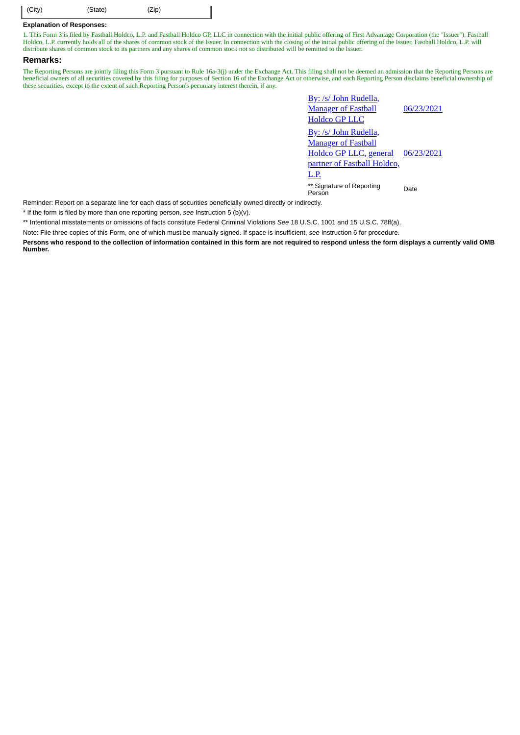| (City) | (State) | (Zip) |
|---|---|---|

**Explanation of Responses:**

1. This Form 3 is filed by Fastball Holdco, L.P. and Fastball Holdco GP, LLC in connection with the initial public offering of First Advantage Corporation (the "Issuer"). Fastball Holdco, L.P. currently holds all of the shares of common stock of the Issuer. In connection with the closing of the initial public offering of the Issuer, Fastball Holdco, L.P. will distribute shares of common stock to its partners and any shares of common stock not so distributed will be remitted to the Issuer.

## Remarks:

The Reporting Persons are jointly filing this Form 3 pursuant to Rule 16a-3(j) under the Exchange Act. This filing shall not be deemed an admission that the Reporting Persons are beneficial owners of all securities covered by this filing for purposes of Section 16 of the Exchange Act or otherwise, and each Reporting Person disclaims beneficial ownership of these securities, except to the extent of such Reporting Person's pecuniary interest therein, if any.

| | |
|---|---|
| By: /s/ John Rudella, Manager of Fastball Holdco GP LLC | 06/23/2021 |
| By: /s/ John Rudella, Manager of Fastball Holdco GP LLC, general partner of Fastball Holdco, L.P. | 06/23/2021 |
| ** Signature of Reporting Person | Date |

Reminder: Report on a separate line for each class of securities beneficially owned directly or indirectly.

* If the form is filed by more than one reporting person, *see* Instruction 5 (b)(v).

** Intentional misstatements or omissions of facts constitute Federal Criminal Violations *See* 18 U.S.C. 1001 and 15 U.S.C. 78ff(a).

Note: File three copies of this Form, one of which must be manually signed. If space is insufficient, *see* Instruction 6 for procedure.

**Persons who respond to the collection of information contained in this form are not required to respond unless the form displays a currently valid OMB Number.**